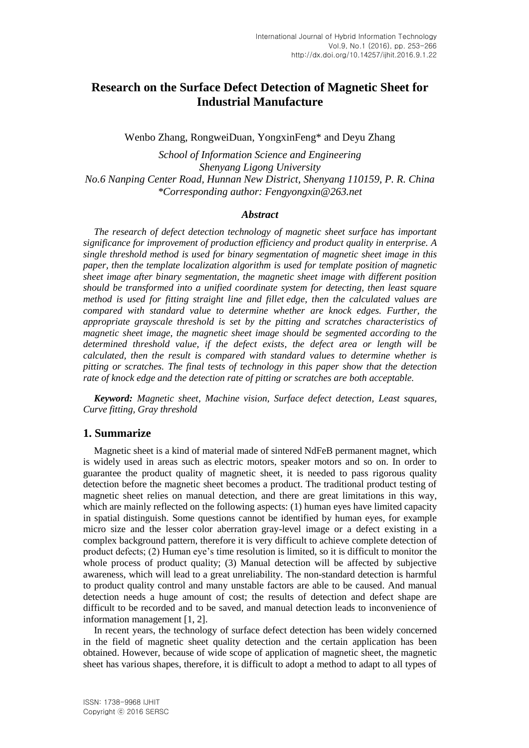# Research on the Surface Defect Detection of Magnetic Sheet for Industrial Manufacture

Wenbo Zhang, RongweiDuan, YongxinFeng* and Deyu Zhang

*School of Information Science and Engineering*
*Shenyang Ligong University*
*No.6 Nanping Center Road, Hunnan New District, Shenyang 110159, P. R. China*
*\*Corresponding author: Fengyongxin@263.net*

### *Abstract*

*The research of defect detection technology of magnetic sheet surface has important significance for improvement of production efficiency and product quality in enterprise. A single threshold method is used for binary segmentation of magnetic sheet image in this paper, then the template localization algorithm is used for template position of magnetic sheet image after binary segmentation, the magnetic sheet image with different position should be transformed into a unified coordinate system for detecting, then least square method is used for fitting straight line and fillet edge, then the calculated values are compared with standard value to determine whether are knock edges. Further, the appropriate grayscale threshold is set by the pitting and scratches characteristics of magnetic sheet image, the magnetic sheet image should be segmented according to the determined threshold value, if the defect exists, the defect area or length will be calculated, then the result is compared with standard values to determine whether is pitting or scratches. The final tests of technology in this paper show that the detection rate of knock edge and the detection rate of pitting or scratches are both acceptable.*

***Keyword:*** *Magnetic sheet, Machine vision, Surface defect detection, Least squares, Curve fitting, Gray threshold*

## 1. Summarize

Magnetic sheet is a kind of material made of sintered NdFeB permanent magnet, which is widely used in areas such as electric motors, speaker motors and so on. In order to guarantee the product quality of magnetic sheet, it is needed to pass rigorous quality detection before the magnetic sheet becomes a product. The traditional product testing of magnetic sheet relies on manual detection, and there are great limitations in this way, which are mainly reflected on the following aspects: (1) human eyes have limited capacity in spatial distinguish. Some questions cannot be identified by human eyes, for example micro size and the lesser color aberration gray-level image or a defect existing in a complex background pattern, therefore it is very difficult to achieve complete detection of product defects; (2) Human eye's time resolution is limited, so it is difficult to monitor the whole process of product quality; (3) Manual detection will be affected by subjective awareness, which will lead to a great unreliability. The non-standard detection is harmful to product quality control and many unstable factors are able to be caused. And manual detection needs a huge amount of cost; the results of detection and defect shape are difficult to be recorded and to be saved, and manual detection leads to inconvenience of information management [1, 2].

In recent years, the technology of surface defect detection has been widely concerned in the field of magnetic sheet quality detection and the certain application has been obtained. However, because of wide scope of application of magnetic sheet, the magnetic sheet has various shapes, therefore, it is difficult to adopt a method to adapt to all types of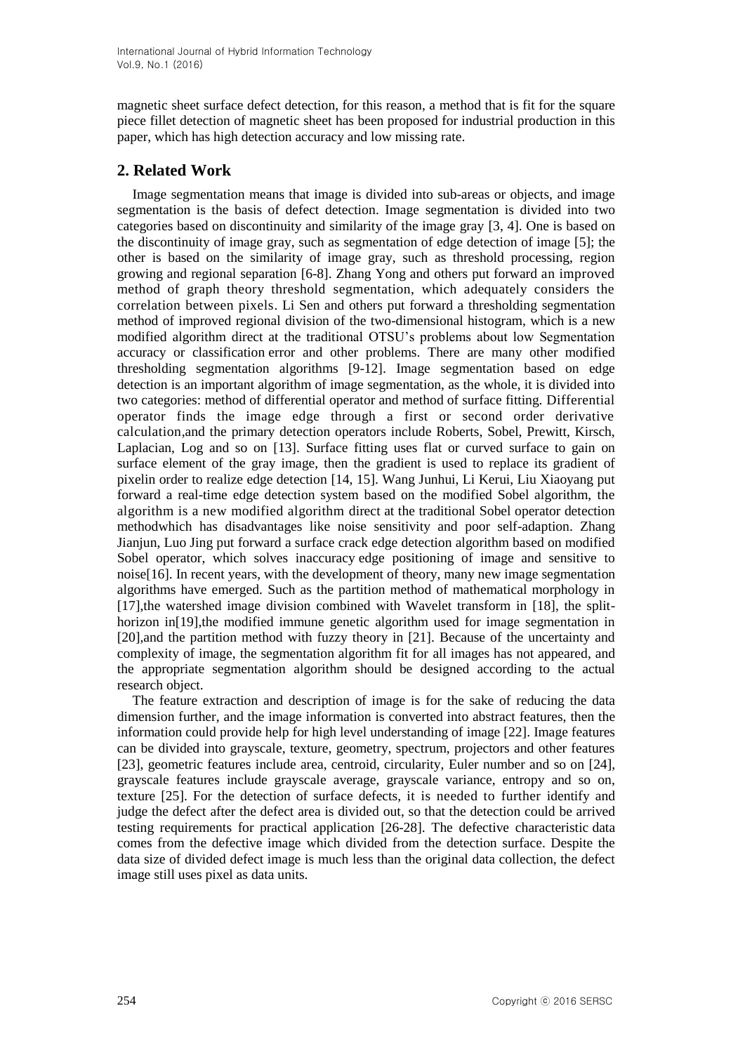magnetic sheet surface defect detection, for this reason, a method that is fit for the square piece fillet detection of magnetic sheet has been proposed for industrial production in this paper, which has high detection accuracy and low missing rate.

## 2. Related Work

Image segmentation means that image is divided into sub-areas or objects, and image segmentation is the basis of defect detection. Image segmentation is divided into two categories based on discontinuity and similarity of the image gray [3, 4]. One is based on the discontinuity of image gray, such as segmentation of edge detection of image [5]; the other is based on the similarity of image gray, such as threshold processing, region growing and regional separation [6-8]. Zhang Yong and others put forward an improved method of graph theory threshold segmentation, which adequately considers the correlation between pixels. Li Sen and others put forward a thresholding segmentation method of improved regional division of the two-dimensional histogram, which is a new modified algorithm direct at the traditional OTSU's problems about low Segmentation accuracy or classification error and other problems. There are many other modified thresholding segmentation algorithms [9-12]. Image segmentation based on edge detection is an important algorithm of image segmentation, as the whole, it is divided into two categories: method of differential operator and method of surface fitting. Differential operator finds the image edge through a first or second order derivative calculation,and the primary detection operators include Roberts, Sobel, Prewitt, Kirsch, Laplacian, Log and so on [13]. Surface fitting uses flat or curved surface to gain on surface element of the gray image, then the gradient is used to replace its gradient of pixelin order to realize edge detection [14, 15]. Wang Junhui, Li Kerui, Liu Xiaoyang put forward a real-time edge detection system based on the modified Sobel algorithm, the algorithm is a new modified algorithm direct at the traditional Sobel operator detection methodwhich has disadvantages like noise sensitivity and poor self-adaption. Zhang Jianjun, Luo Jing put forward a surface crack edge detection algorithm based on modified Sobel operator, which solves inaccuracy edge positioning of image and sensitive to noise[16]. In recent years, with the development of theory, many new image segmentation algorithms have emerged. Such as the partition method of mathematical morphology in [17],the watershed image division combined with Wavelet transform in [18], the split-horizon in[19],the modified immune genetic algorithm used for image segmentation in [20],and the partition method with fuzzy theory in [21]. Because of the uncertainty and complexity of image, the segmentation algorithm fit for all images has not appeared, and the appropriate segmentation algorithm should be designed according to the actual research object.

The feature extraction and description of image is for the sake of reducing the data dimension further, and the image information is converted into abstract features, then the information could provide help for high level understanding of image [22]. Image features can be divided into grayscale, texture, geometry, spectrum, projectors and other features [23], geometric features include area, centroid, circularity, Euler number and so on [24], grayscale features include grayscale average, grayscale variance, entropy and so on, texture [25]. For the detection of surface defects, it is needed to further identify and judge the defect after the defect area is divided out, so that the detection could be arrived testing requirements for practical application [26-28]. The defective characteristic data comes from the defective image which divided from the detection surface. Despite the data size of divided defect image is much less than the original data collection, the defect image still uses pixel as data units.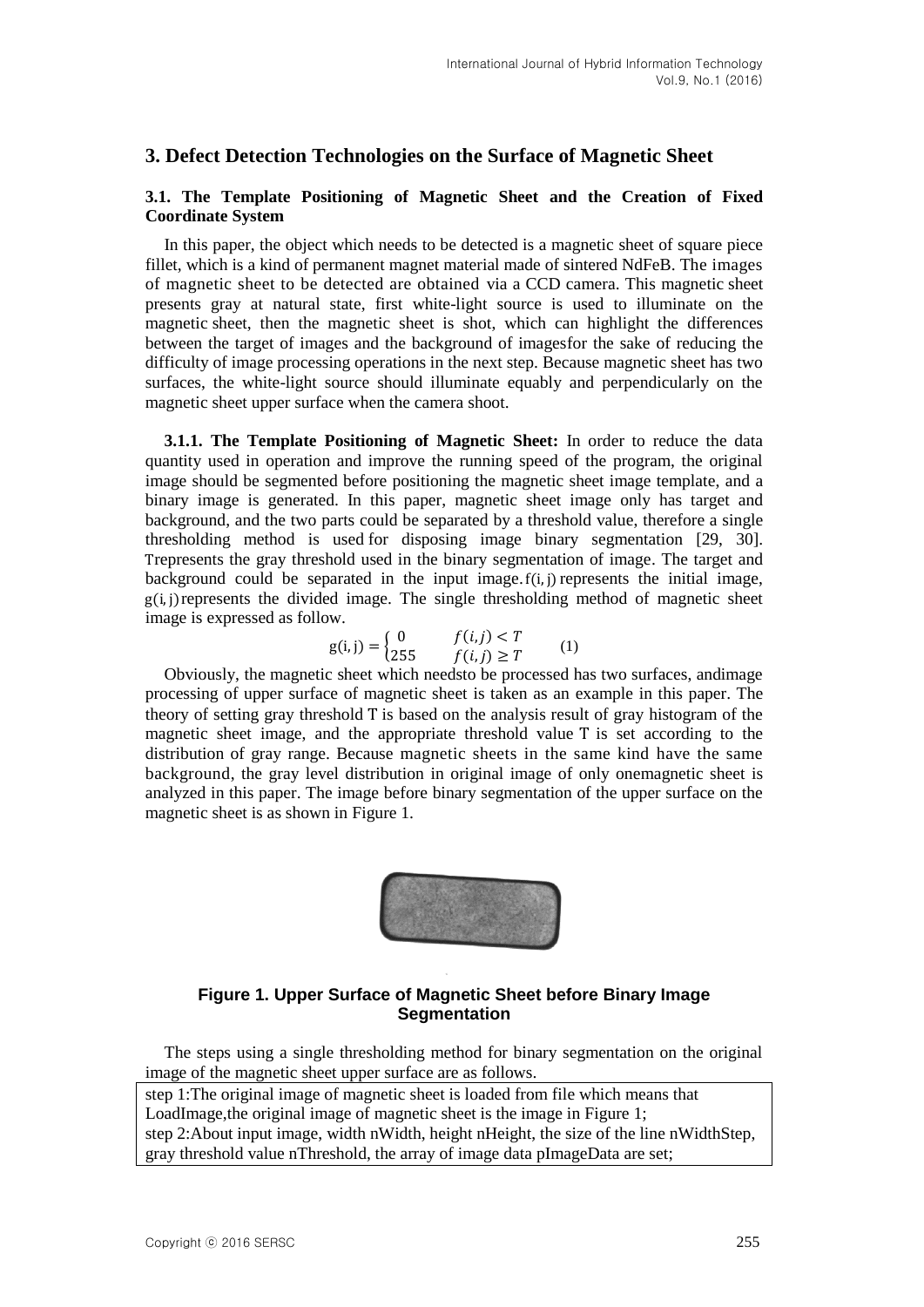## 3. Defect Detection Technologies on the Surface of Magnetic Sheet

### 3.1. The Template Positioning of Magnetic Sheet and the Creation of Fixed Coordinate System

In this paper, the object which needs to be detected is a magnetic sheet of square piece fillet, which is a kind of permanent magnet material made of sintered NdFeB. The images of magnetic sheet to be detected are obtained via a CCD camera. This magnetic sheet presents gray at natural state, first white-light source is used to illuminate on the magnetic sheet, then the magnetic sheet is shot, which can highlight the differences between the target of images and the background of imagesfor the sake of reducing the difficulty of image processing operations in the next step. Because magnetic sheet has two surfaces, the white-light source should illuminate equably and perpendicularly on the magnetic sheet upper surface when the camera shoot.

**3.1.1. The Template Positioning of Magnetic Sheet:** In order to reduce the data quantity used in operation and improve the running speed of the program, the original image should be segmented before positioning the magnetic sheet image template, and a binary image is generated. In this paper, magnetic sheet image only has target and background, and the two parts could be separated by a threshold value, therefore a single thresholding method is used for disposing image binary segmentation [29, 30]. $T$represents the gray threshold used in the binary segmentation of image. The target and background could be separated in the input image. $f(i,j)$ represents the initial image, $g(i,j)$ represents the divided image. The single thresholding method of magnetic sheet image is expressed as follow.

$$g(i,j) = \begin{cases} 0 & f(i,j) < T \\ 255 & f(i,j) \geq T \end{cases} \quad (1)$$

Obviously, the magnetic sheet which needsto be processed has two surfaces, andimage processing of upper surface of magnetic sheet is taken as an example in this paper. The theory of setting gray threshold T is based on the analysis result of gray histogram of the magnetic sheet image, and the appropriate threshold value T is set according to the distribution of gray range. Because magnetic sheets in the same kind have the same background, the gray level distribution in original image of only onemagnetic sheet is analyzed in this paper. The image before binary segmentation of the upper surface on the magnetic sheet is as shown in Figure 1.

**Figure 1. Upper Surface of Magnetic Sheet before Binary Image Segmentation**

The steps using a single thresholding method for binary segmentation on the original image of the magnetic sheet upper surface are as follows.

step 1:The original image of magnetic sheet is loaded from file which means that LoadImage,the original image of magnetic sheet is the image in Figure 1;
step 2:About input image, width nWidth, height nHeight, the size of the line nWidthStep, gray threshold value nThreshold, the array of image data pImageData are set;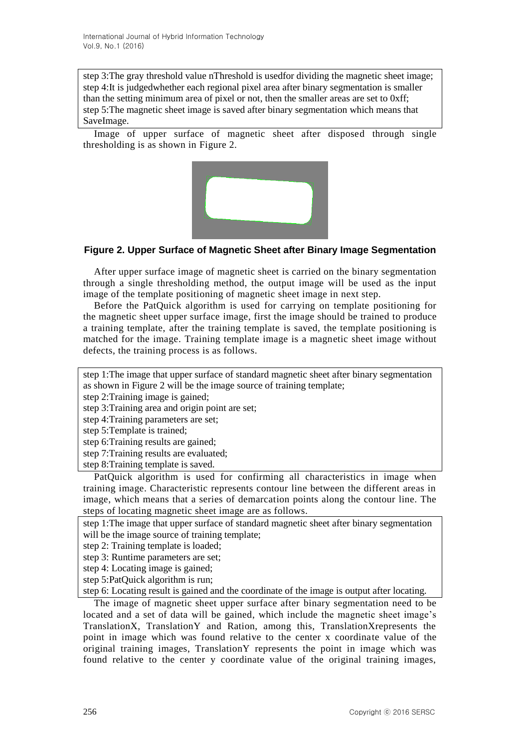step 3:The gray threshold value nThreshold is usedfor dividing the magnetic sheet image;
step 4:It is judgedwhether each regional pixel area after binary segmentation is smaller than the setting minimum area of pixel or not, then the smaller areas are set to 0xff;
step 5:The magnetic sheet image is saved after binary segmentation which means that SaveImage.

Image of upper surface of magnetic sheet after disposed through single thresholding is as shown in Figure 2.

**Figure 2. Upper Surface of Magnetic Sheet after Binary Image Segmentation**

After upper surface image of magnetic sheet is carried on the binary segmentation through a single thresholding method, the output image will be used as the input image of the template positioning of magnetic sheet image in next step.

Before the PatQuick algorithm is used for carrying on template positioning for the magnetic sheet upper surface image, first the image should be trained to produce a training template, after the training template is saved, the template positioning is matched for the image. Training template image is a magnetic sheet image without defects, the training process is as follows.

step 1:The image that upper surface of standard magnetic sheet after binary segmentation as shown in Figure 2 will be the image source of training template;
step 2:Training image is gained;
step 3:Training area and origin point are set;
step 4:Training parameters are set;
step 5:Template is trained;
step 6:Training results are gained;
step 7:Training results are evaluated;
step 8:Training template is saved.

PatQuick algorithm is used for confirming all characteristics in image when training image. Characteristic represents contour line between the different areas in image, which means that a series of demarcation points along the contour line. The steps of locating magnetic sheet image are as follows.

step 1:The image that upper surface of standard magnetic sheet after binary segmentation will be the image source of training template;
step 2: Training template is loaded;
step 3: Runtime parameters are set;
step 4: Locating image is gained;
step 5:PatQuick algorithm is run;
step 6: Locating result is gained and the coordinate of the image is output after locating.

The image of magnetic sheet upper surface after binary segmentation need to be located and a set of data will be gained, which include the magnetic sheet image's TranslationX, TranslationY and Ration, among this, TranslationXrepresents the point in image which was found relative to the center x coordinate value of the original training images, TranslationY represents the point in image which was found relative to the center y coordinate value of the original training images,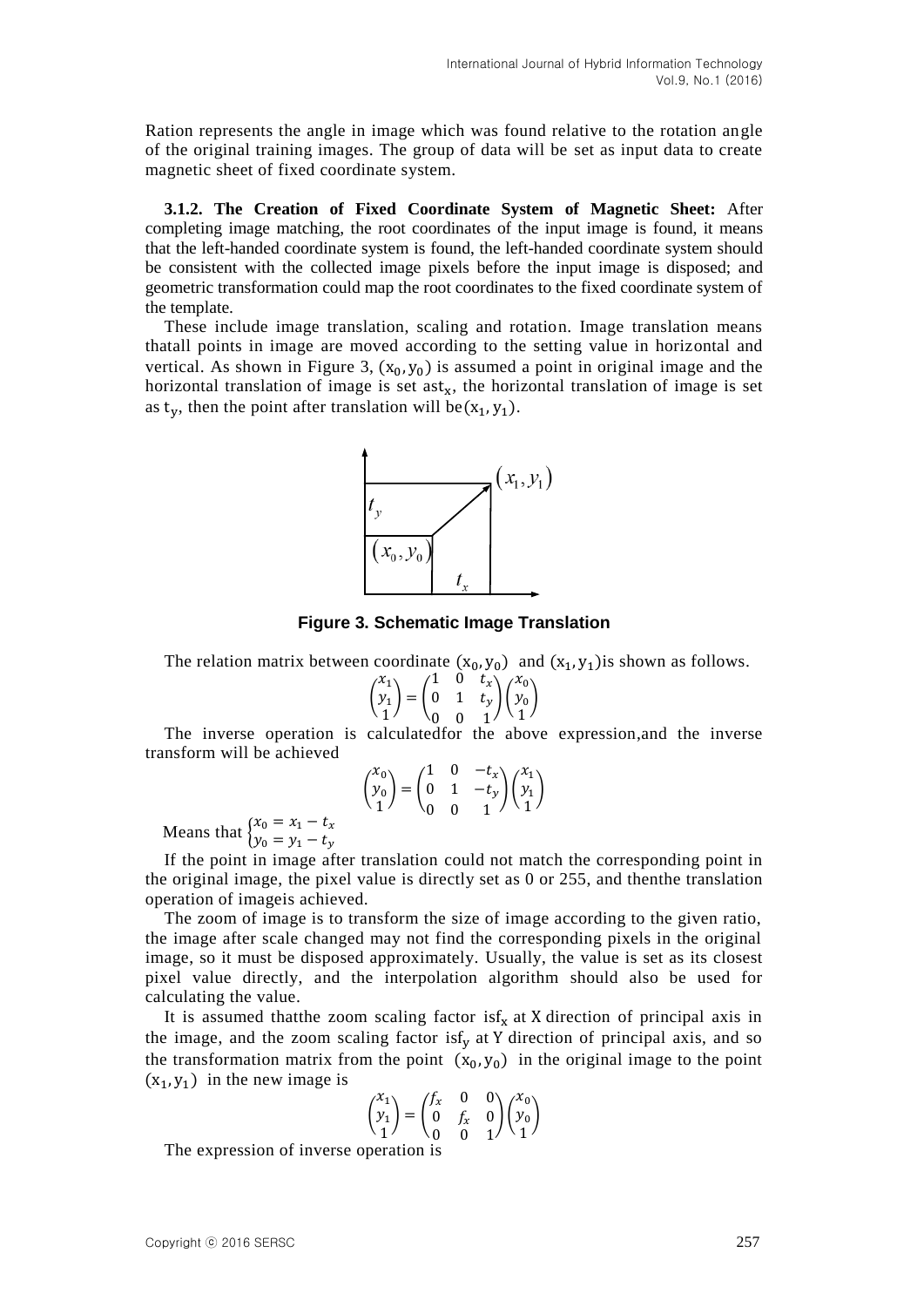Ration represents the angle in image which was found relative to the rotation angle of the original training images. The group of data will be set as input data to create magnetic sheet of fixed coordinate system.

**3.1.2. The Creation of Fixed Coordinate System of Magnetic Sheet:** After completing image matching, the root coordinates of the input image is found, it means that the left-handed coordinate system is found, the left-handed coordinate system should be consistent with the collected image pixels before the input image is disposed; and geometric transformation could map the root coordinates to the fixed coordinate system of the template.

These include image translation, scaling and rotation. Image translation means thatall points in image are moved according to the setting value in horizontal and vertical. As shown in Figure 3, $(x_0, y_0)$ is assumed a point in original image and the horizontal translation of image is set as$t_x$, the horizontal translation of image is set as $t_y$, then the point after translation will be$(x_1, y_1)$.

**Figure 3. Schematic Image Translation**

The relation matrix between coordinate $(x_0, y_0)$ and $(x_1, y_1)$is shown as follows.

$$\begin{pmatrix} x_1 \\ y_1 \\ 1 \end{pmatrix} = \begin{pmatrix} 1 & 0 & t_x \\ 0 & 1 & t_y \\ 0 & 0 & 1 \end{pmatrix} \begin{pmatrix} x_0 \\ y_0 \\ 1 \end{pmatrix}$$

The inverse operation is calculatedfor the above expression,and the inverse transform will be achieved

$$\begin{pmatrix} x_0 \\ y_0 \\ 1 \end{pmatrix} = \begin{pmatrix} 1 & 0 & -t_x \\ 0 & 1 & -t_y \\ 0 & 0 & 1 \end{pmatrix} \begin{pmatrix} x_1 \\ y_1 \\ 1 \end{pmatrix}$$

Means that $\begin{cases} x_0 = x_1 - t_x \\ y_0 = y_1 - t_y \end{cases}$

If the point in image after translation could not match the corresponding point in the original image, the pixel value is directly set as 0 or 255, and thenthe translation operation of imageis achieved.

The zoom of image is to transform the size of image according to the given ratio, the image after scale changed may not find the corresponding pixels in the original image, so it must be disposed approximately. Usually, the value is set as its closest pixel value directly, and the interpolation algorithm should also be used for calculating the value.

It is assumed thatthe zoom scaling factor is$f_x$ at X direction of principal axis in the image, and the zoom scaling factor is$f_y$ at Y direction of principal axis, and so the transformation matrix from the point $(x_0, y_0)$ in the original image to the point $(x_1, y_1)$ in the new image is

$$\begin{pmatrix} x_1 \\ y_1 \\ 1 \end{pmatrix} = \begin{pmatrix} f_x & 0 & 0 \\ 0 & f_x & 0 \\ 0 & 0 & 1 \end{pmatrix} \begin{pmatrix} x_0 \\ y_0 \\ 1 \end{pmatrix}$$

The expression of inverse operation is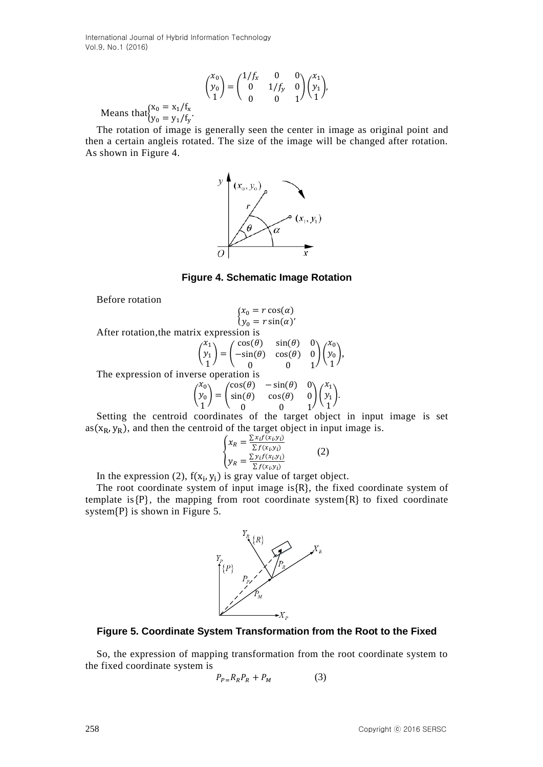$$\begin{pmatrix} x_0 \\ y_0 \\ 1 \end{pmatrix} = \begin{pmatrix} 1/f_x & 0 & 0 \\ 0 & 1/f_y & 0 \\ 0 & 0 & 1 \end{pmatrix} \begin{pmatrix} x_1 \\ y_1 \\ 1 \end{pmatrix},$$

Means that $\begin{cases} x_0 = x_1/f_x \\ y_0 = y_1/f_y \end{cases}$.

The rotation of image is generally seen the center in image as original point and then a certain angleis rotated. The size of the image will be changed after rotation. As shown in Figure 4.

**Figure 4. Schematic Image Rotation**

Before rotation

$$\begin{cases} x_0 = r\cos(\alpha) \\ y_0 = r\sin(\alpha)' \end{cases}$$

After rotation,the matrix expression is

$$\begin{pmatrix} x_1 \\ y_1 \\ 1 \end{pmatrix} = \begin{pmatrix} \cos(\theta) & \sin(\theta) & 0 \\ -\sin(\theta) & \cos(\theta) & 0 \\ 0 & 0 & 1 \end{pmatrix} \begin{pmatrix} x_0 \\ y_0 \\ 1 \end{pmatrix},$$

The expression of inverse operation is

$$\begin{pmatrix} x_0 \\ y_0 \\ 1 \end{pmatrix} = \begin{pmatrix} \cos(\theta) & -\sin(\theta) & 0 \\ \sin(\theta) & \cos(\theta) & 0 \\ 0 & 0 & 1 \end{pmatrix} \begin{pmatrix} x_1 \\ y_1 \\ 1 \end{pmatrix}.$$

Setting the centroid coordinates of the target object in input image is set as$(x_R, y_R)$, and then the centroid of the target object in input image is.

$$\begin{cases} x_R = \frac{\sum x_i f(x_i, y_i)}{\sum f(x_i, y_i)} \\ y_R = \frac{\sum y_i f(x_i, y_i)}{\sum f(x_i, y_i)} \end{cases} \qquad (2)$$

In the expression (2), $f(x_i, y_i)$ is gray value of target object.

The root coordinate system of input image is{R}, the fixed coordinate system of template is{P}, the mapping from root coordinate system{R} to fixed coordinate system{P} is shown in Figure 5.

**Figure 5. Coordinate System Transformation from the Root to the Fixed**

So, the expression of mapping transformation from the root coordinate system to the fixed coordinate system is

$$P_P = R_R P_R + P_M \qquad (3)$$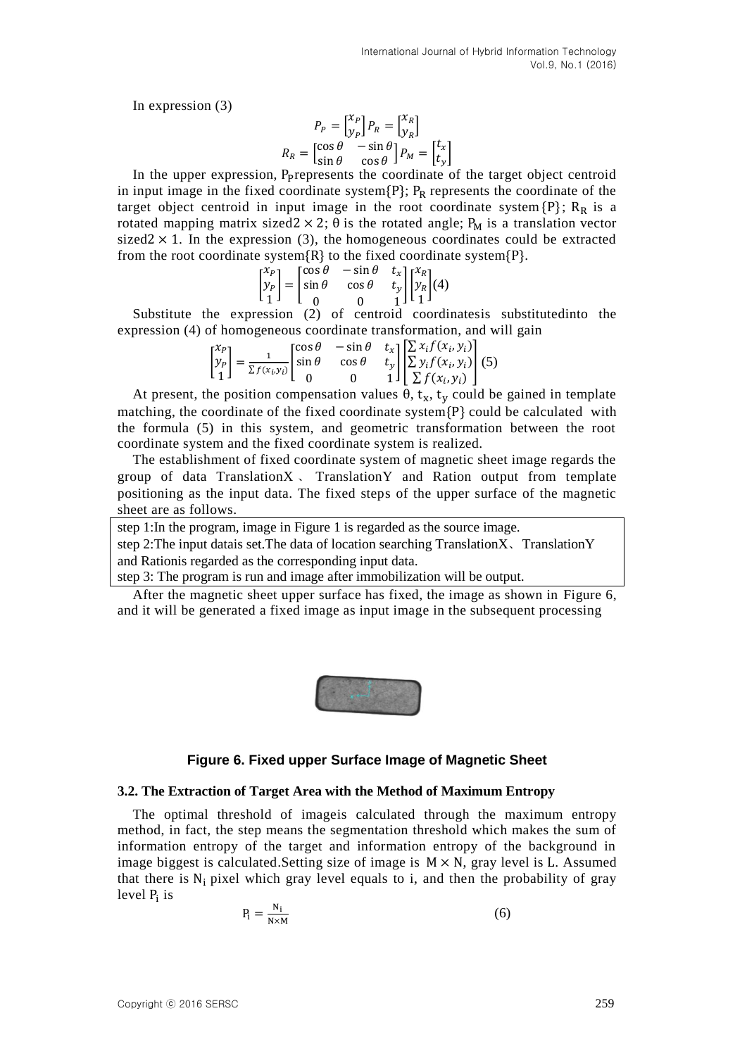In expression (3)

$$P_P = \begin{bmatrix} x_P \\ y_P \end{bmatrix} P_R = \begin{bmatrix} x_R \\ y_R \end{bmatrix}$$

$$R_R = \begin{bmatrix} \cos\theta & -\sin\theta \\ \sin\theta & \cos\theta \end{bmatrix} P_M = \begin{bmatrix} t_x \\ t_y \end{bmatrix}$$

In the upper expression, $P_P$ represents the coordinate of the target object centroid in input image in the fixed coordinate system{P}; $P_R$ represents the coordinate of the target object centroid in input image in the root coordinate system{P}; $R_R$ is a rotated mapping matrix sized $2 \times 2$; θ is the rotated angle; $P_M$ is a translation vector sized $2 \times 1$. In the expression (3), the homogeneous coordinates could be extracted from the root coordinate system{R} to the fixed coordinate system{P}.

$$\begin{bmatrix} x_P \\ y_P \\ 1 \end{bmatrix} = \begin{bmatrix} \cos\theta & -\sin\theta & t_x \\ \sin\theta & \cos\theta & t_y \\ 0 & 0 & 1 \end{bmatrix} \begin{bmatrix} x_R \\ y_R \\ 1 \end{bmatrix} \quad (4)$$

Substitute the expression (2) of centroid coordinatesis substitutedinto the expression (4) of homogeneous coordinate transformation, and will gain

$$\begin{bmatrix} x_P \\ y_P \\ 1 \end{bmatrix} = \frac{1}{\sum f(x_i, y_i)} \begin{bmatrix} \cos\theta & -\sin\theta & t_x \\ \sin\theta & \cos\theta & t_y \\ 0 & 0 & 1 \end{bmatrix} \begin{bmatrix} \sum x_i f(x_i, y_i) \\ \sum y_i f(x_i, y_i) \\ \sum f(x_i, y_i) \end{bmatrix} \quad (5)$$

At present, the position compensation values $\theta, t_x, t_y$ could be gained in template matching, the coordinate of the fixed coordinate system{P} could be calculated with the formula (5) in this system, and geometric transformation between the root coordinate system and the fixed coordinate system is realized.

The establishment of fixed coordinate system of magnetic sheet image regards the group of data TranslationX、TranslationY and Ration output from template positioning as the input data. The fixed steps of the upper surface of the magnetic sheet are as follows.

step 1:In the program, image in Figure 1 is regarded as the source image.
step 2:The input datais set.The data of location searching TranslationX、TranslationY and Rationis regarded as the corresponding input data.
step 3: The program is run and image after immobilization will be output.

After the magnetic sheet upper surface has fixed, the image as shown in Figure 6, and it will be generated a fixed image as input image in the subsequent processing

**Figure 6. Fixed upper Surface Image of Magnetic Sheet**

### 3.2. The Extraction of Target Area with the Method of Maximum Entropy

The optimal threshold of imageis calculated through the maximum entropy method, in fact, the step means the segmentation threshold which makes the sum of information entropy of the target and information entropy of the background in image biggest is calculated.Setting size of image is $M \times N$, gray level is L. Assumed that there is $N_i$ pixel which gray level equals to i, and then the probability of gray level $P_i$ is

$$P_i = \frac{N_i}{N \times M} \quad (6)$$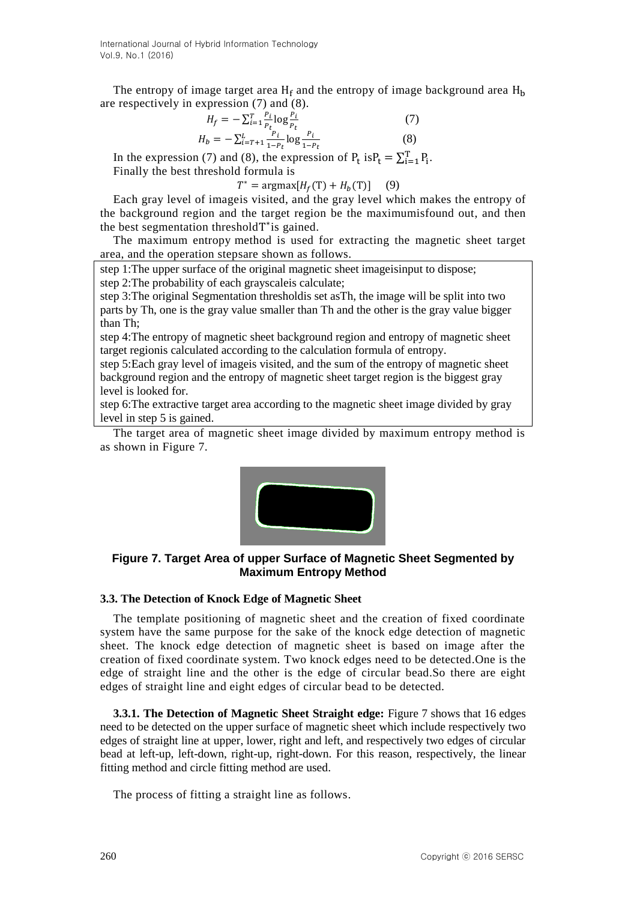The entropy of image target area $H_f$ and the entropy of image background area $H_b$ are respectively in expression (7) and (8).

$$H_f = -\sum_{i=1}^{T} \frac{P_i}{P_t} \log \frac{P_i}{P_t} \tag{7}$$

$$H_b = -\sum_{i=T+1}^{L} \frac{P_i}{1-P_t} \log \frac{P_i}{1-P_t} \tag{8}$$

In the expression (7) and (8), the expression of $P_t$ is $P_t = \sum_{i=1}^{T} P_i$.

Finally the best threshold formula is

$$T^* = \text{argmax}[H_f(T) + H_b(T)] \tag{9}$$

Each gray level of imageis visited, and the gray level which makes the entropy of the background region and the target region be the maximumisfound out, and then the best segmentation threshold$T^*$is gained.

The maximum entropy method is used for extracting the magnetic sheet target area, and the operation stepsare shown as follows.

step 1:The upper surface of the original magnetic sheet imageisinput to dispose;
step 2:The probability of each grayscaleis calculate;
step 3:The original Segmentation thresholdis set asTh, the image will be split into two parts by Th, one is the gray value smaller than Th and the other is the gray value bigger than Th;
step 4:The entropy of magnetic sheet background region and entropy of magnetic sheet target regionis calculated according to the calculation formula of entropy.
step 5:Each gray level of imageis visited, and the sum of the entropy of magnetic sheet background region and the entropy of magnetic sheet target region is the biggest gray level is looked for.
step 6:The extractive target area according to the magnetic sheet image divided by gray level in step 5 is gained.

The target area of magnetic sheet image divided by maximum entropy method is as shown in Figure 7.

**Figure 7. Target Area of upper Surface of Magnetic Sheet Segmented by Maximum Entropy Method**

### 3.3. The Detection of Knock Edge of Magnetic Sheet

The template positioning of magnetic sheet and the creation of fixed coordinate system have the same purpose for the sake of the knock edge detection of magnetic sheet. The knock edge detection of magnetic sheet is based on image after the creation of fixed coordinate system. Two knock edges need to be detected.One is the edge of straight line and the other is the edge of circular bead.So there are eight edges of straight line and eight edges of circular bead to be detected.

**3.3.1. The Detection of Magnetic Sheet Straight edge:** Figure 7 shows that 16 edges need to be detected on the upper surface of magnetic sheet which include respectively two edges of straight line at upper, lower, right and left, and respectively two edges of circular bead at left-up, left-down, right-up, right-down. For this reason, respectively, the linear fitting method and circle fitting method are used.

The process of fitting a straight line as follows.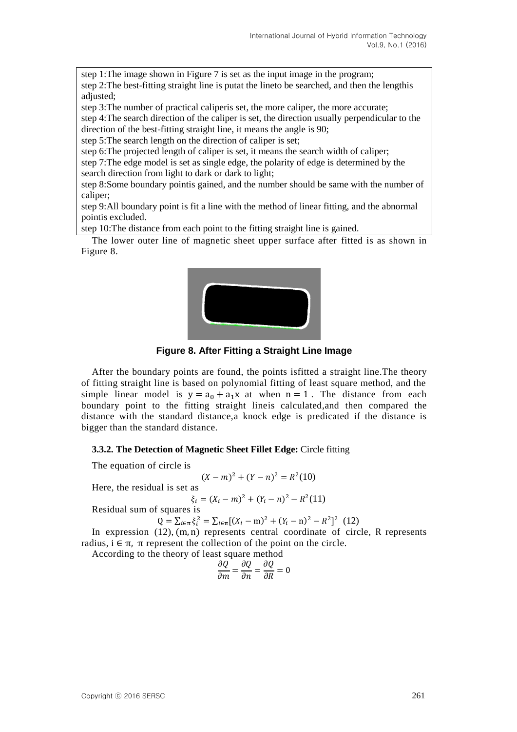step 1:The image shown in Figure 7 is set as the input image in the program;
step 2:The best-fitting straight line is putat the lineto be searched, and then the lengthis adjusted;
step 3:The number of practical caliperis set, the more caliper, the more accurate;
step 4:The search direction of the caliper is set, the direction usually perpendicular to the direction of the best-fitting straight line, it means the angle is 90;
step 5:The search length on the direction of caliper is set;
step 6:The projected length of caliper is set, it means the search width of caliper;
step 7:The edge model is set as single edge, the polarity of edge is determined by the search direction from light to dark or dark to light;
step 8:Some boundary pointis gained, and the number should be same with the number of caliper;
step 9:All boundary point is fit a line with the method of linear fitting, and the abnormal pointis excluded.
step 10:The distance from each point to the fitting straight line is gained.

The lower outer line of magnetic sheet upper surface after fitted is as shown in Figure 8.

**Figure 8. After Fitting a Straight Line Image**

After the boundary points are found, the points isfitted a straight line.The theory of fitting straight line is based on polynomial fitting of least square method, and the simple linear model is $y = a_0 + a_1 x$ at when $n = 1$. The distance from each boundary point to the fitting straight lineis calculated,and then compared the distance with the standard distance,a knock edge is predicated if the distance is bigger than the standard distance.

### 3.3.2. The Detection of Magnetic Sheet Fillet Edge: Circle fitting

The equation of circle is

$$(X - m)^2 + (Y - n)^2 = R^2 \quad (10)$$

Here, the residual is set as

$$\xi_i = (X_i - m)^2 + (Y_i - n)^2 - R^2 \quad (11)$$

Residual sum of squares is

$$Q = \sum_{i \in \pi} \xi_i^2 = \sum_{i \in \pi} [(X_i - m)^2 + (Y_i - n)^2 - R^2]^2 \quad (12)$$

In expression (12), $(m, n)$ represents central coordinate of circle, R represents radius, $i \in \pi$, $\pi$ represent the collection of the point on the circle.

According to the theory of least square method

$$\frac{\partial Q}{\partial m} = \frac{\partial Q}{\partial n} = \frac{\partial Q}{\partial R} = 0$$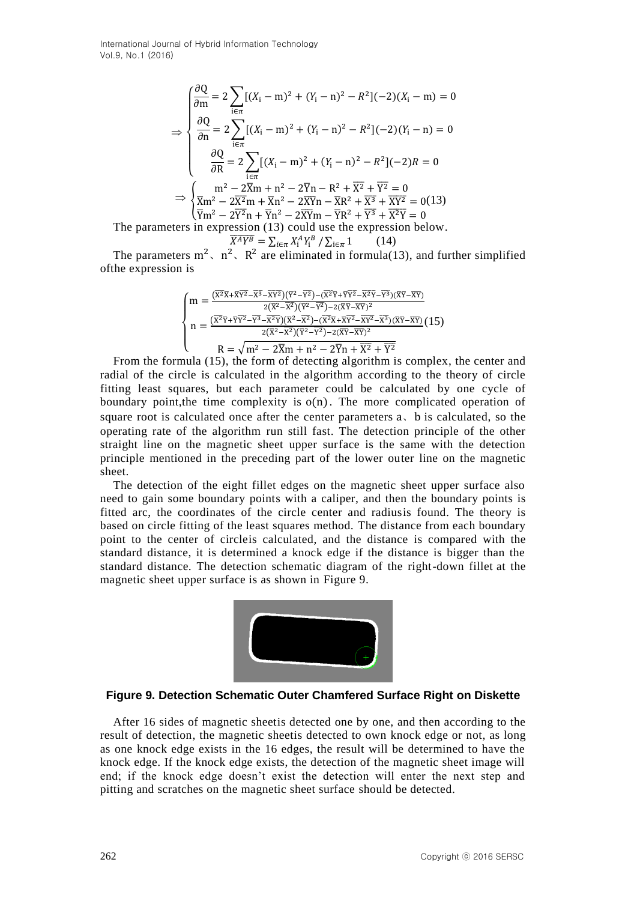$$
\Rightarrow \begin{cases}
\dfrac{\partial Q}{\partial m} = 2\sum_{i\in\pi}[(X_i - m)^2 + (Y_i - n)^2 - R^2](-2)(X_i - m) = 0 \\
\dfrac{\partial Q}{\partial n} = 2\sum_{i\in\pi}[(X_i - m)^2 + (Y_i - n)^2 - R^2](-2)(Y_i - n) = 0 \\
\dfrac{\partial Q}{\partial R} = 2\sum_{i\in\pi}[(X_i - m)^2 + (Y_i - n)^2 - R^2](-2)R = 0
\end{cases}
$$

$$
\Rightarrow \begin{cases}
m^2 - 2\overline{X}m + n^2 - 2\overline{Y}n - R^2 + \overline{X^2} + \overline{Y^2} = 0 \\
\overline{X}m^2 - 2\overline{X^2}m + \overline{X}n^2 - 2\overline{XY}n - \overline{X}R^2 + \overline{X^3} + \overline{XY^2} = 0 \\
\overline{Y}m^2 - 2\overline{Y^2}n + \overline{Y}n^2 - 2\overline{XY}m - \overline{Y}R^2 + \overline{Y^3} + \overline{X^2Y} = 0
\end{cases} \quad (13)
$$

The parameters in expression (13) could use the expression below.

$$
\overline{X^A Y^B} = \sum_{i\in\pi} X_i^A Y_i^B \Big/ \sum_{i\in\pi} 1 \quad (14)
$$

The parameters $m^2$、$n^2$、$R^2$ are eliminated in formula(13), and further simplified ofthe expression is

$$
\begin{cases}
m = \dfrac{(\overline{X^2}\overline{X} + \overline{X}\overline{Y^2} - \overline{X^3} - \overline{XY^2})(\overline{Y^2} - \overline{Y}^2) - (\overline{X^2}\overline{Y} + \overline{Y}\overline{Y^2} - \overline{X^2Y} - \overline{Y^3})(\overline{X}\overline{Y} - \overline{XY})}{2(\overline{X^2} - \overline{X}^2)(\overline{Y^2} - \overline{Y}^2) - 2(\overline{X}\overline{Y} - \overline{XY})^2} \\
n = \dfrac{(\overline{X^2}\overline{Y} + \overline{Y}\overline{Y^2} - \overline{Y^3} - \overline{X^2Y})(\overline{X^2} - \overline{X}^2) - (\overline{X^2}\overline{X} + \overline{X}\overline{Y^2} - \overline{XY^2} - \overline{X^3})(\overline{X}\overline{Y} - \overline{XY})}{2(\overline{X^2} - \overline{X}^2)(\overline{Y^2} - \overline{Y}^2) - 2(\overline{X}\overline{Y} - \overline{XY})^2} \\
R = \sqrt{m^2 - 2\overline{X}m + n^2 - 2\overline{Y}n + \overline{X^2} + \overline{Y^2}}
\end{cases} \quad (15)
$$

From the formula (15), the form of detecting algorithm is complex, the center and radial of the circle is calculated in the algorithm according to the theory of circle fitting least squares, but each parameter could be calculated by one cycle of boundary point,the time complexity is $o(n)$. The more complicated operation of square root is calculated once after the center parameters a、b is calculated, so the operating rate of the algorithm run still fast. The detection principle of the other straight line on the magnetic sheet upper surface is the same with the detection principle mentioned in the preceding part of the lower outer line on the magnetic sheet.

The detection of the eight fillet edges on the magnetic sheet upper surface also need to gain some boundary points with a caliper, and then the boundary points is fitted arc, the coordinates of the circle center and radiusis found. The theory is based on circle fitting of the least squares method. The distance from each boundary point to the center of circleis calculated, and the distance is compared with the standard distance, it is determined a knock edge if the distance is bigger than the standard distance. The detection schematic diagram of the right-down fillet at the magnetic sheet upper surface is as shown in Figure 9.

**Figure 9. Detection Schematic Outer Chamfered Surface Right on Diskette**

After 16 sides of magnetic sheetis detected one by one, and then according to the result of detection, the magnetic sheetis detected to own knock edge or not, as long as one knock edge exists in the 16 edges, the result will be determined to have the knock edge. If the knock edge exists, the detection of the magnetic sheet image will end; if the knock edge doesn't exist the detection will enter the next step and pitting and scratches on the magnetic sheet surface should be detected.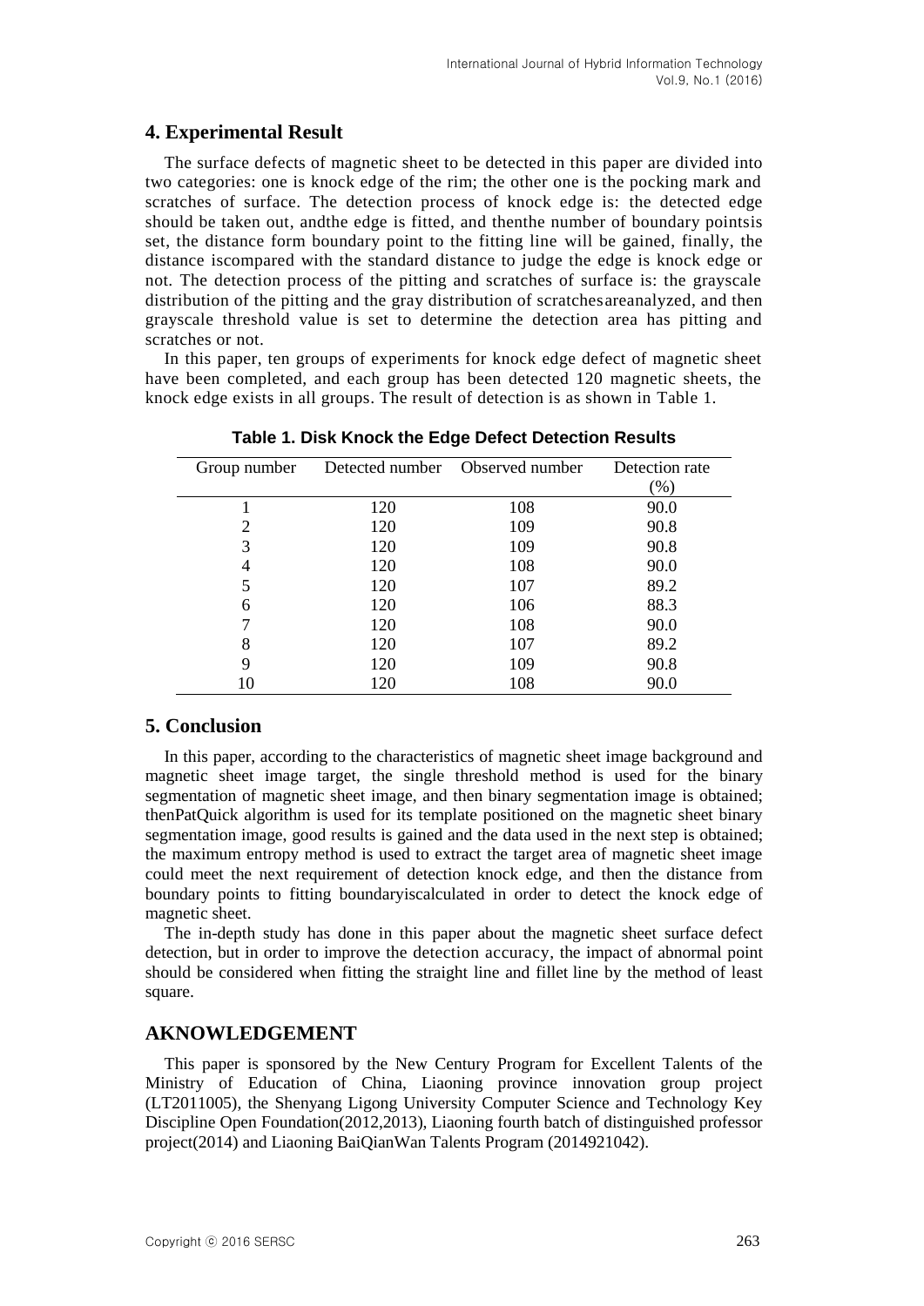## 4. Experimental Result

The surface defects of magnetic sheet to be detected in this paper are divided into two categories: one is knock edge of the rim; the other one is the pocking mark and scratches of surface. The detection process of knock edge is: the detected edge should be taken out, andthe edge is fitted, and thenthe number of boundary pointsis set, the distance form boundary point to the fitting line will be gained, finally, the distance iscompared with the standard distance to judge the edge is knock edge or not. The detection process of the pitting and scratches of surface is: the grayscale distribution of the pitting and the gray distribution of scratchesareanalyzed, and then grayscale threshold value is set to determine the detection area has pitting and scratches or not.

In this paper, ten groups of experiments for knock edge defect of magnetic sheet have been completed, and each group has been detected 120 magnetic sheets, the knock edge exists in all groups. The result of detection is as shown in Table 1.

**Table 1. Disk Knock the Edge Defect Detection Results**

| Group number | Detected number | Observed number | Detection rate (%) |
|---|---|---|---|
| 1 | 120 | 108 | 90.0 |
| 2 | 120 | 109 | 90.8 |
| 3 | 120 | 109 | 90.8 |
| 4 | 120 | 108 | 90.0 |
| 5 | 120 | 107 | 89.2 |
| 6 | 120 | 106 | 88.3 |
| 7 | 120 | 108 | 90.0 |
| 8 | 120 | 107 | 89.2 |
| 9 | 120 | 109 | 90.8 |
| 10 | 120 | 108 | 90.0 |

## 5. Conclusion

In this paper, according to the characteristics of magnetic sheet image background and magnetic sheet image target, the single threshold method is used for the binary segmentation of magnetic sheet image, and then binary segmentation image is obtained; thenPatQuick algorithm is used for its template positioned on the magnetic sheet binary segmentation image, good results is gained and the data used in the next step is obtained; the maximum entropy method is used to extract the target area of magnetic sheet image could meet the next requirement of detection knock edge, and then the distance from boundary points to fitting boundaryiscalculated in order to detect the knock edge of magnetic sheet.

The in-depth study has done in this paper about the magnetic sheet surface defect detection, but in order to improve the detection accuracy, the impact of abnormal point should be considered when fitting the straight line and fillet line by the method of least square.

## AKNOWLEDGEMENT

This paper is sponsored by the New Century Program for Excellent Talents of the Ministry of Education of China, Liaoning province innovation group project (LT2011005), the Shenyang Ligong University Computer Science and Technology Key Discipline Open Foundation(2012,2013), Liaoning fourth batch of distinguished professor project(2014) and Liaoning BaiQianWan Talents Program (2014921042).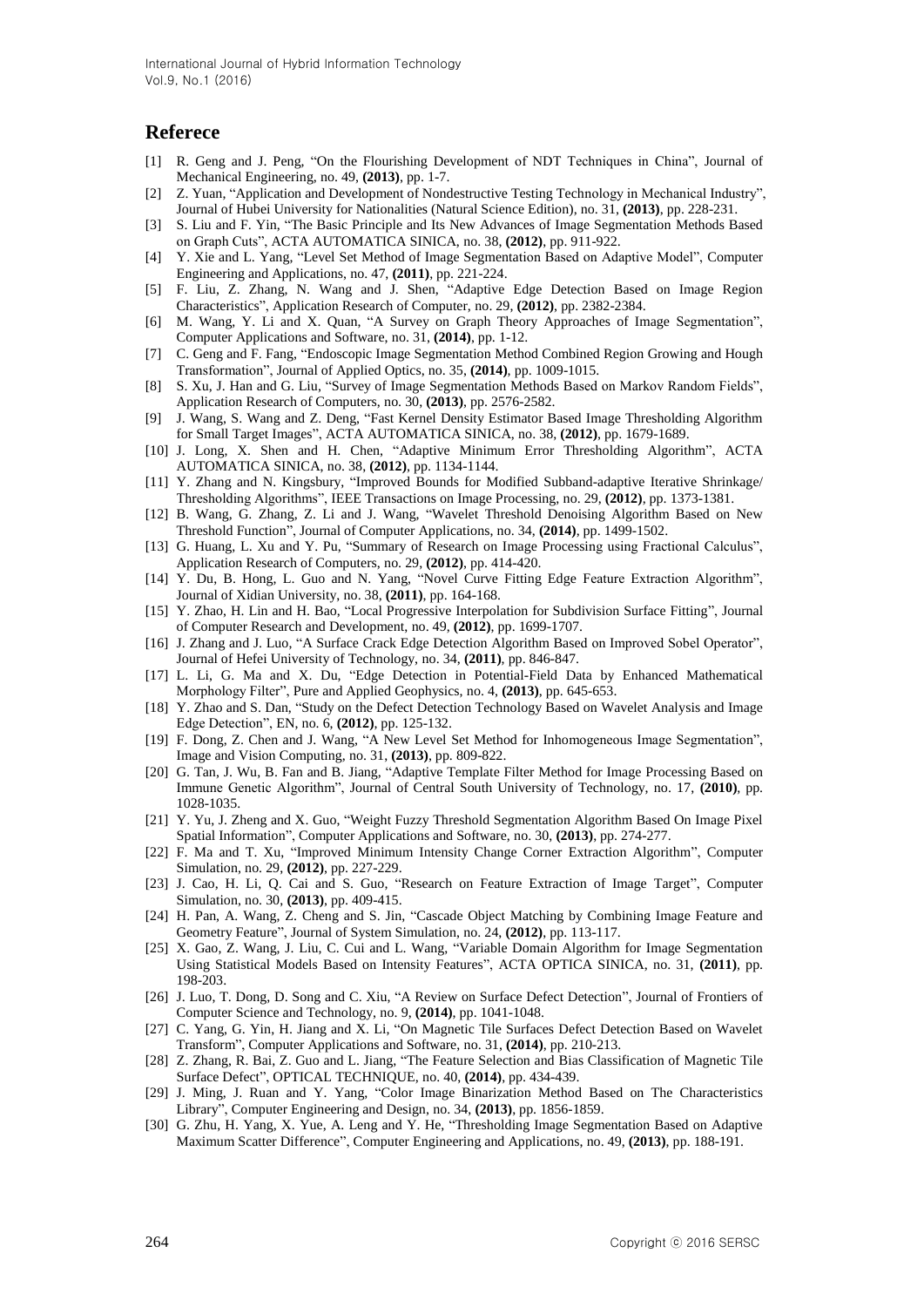## Referece

[1] R. Geng and J. Peng, "On the Flourishing Development of NDT Techniques in China", Journal of Mechanical Engineering, no. 49, **(2013)**, pp. 1-7.

[2] Z. Yuan, "Application and Development of Nondestructive Testing Technology in Mechanical Industry", Journal of Hubei University for Nationalities (Natural Science Edition), no. 31, **(2013)**, pp. 228-231.

[3] S. Liu and F. Yin, "The Basic Principle and Its New Advances of Image Segmentation Methods Based on Graph Cuts", ACTA AUTOMATICA SINICA, no. 38, **(2012)**, pp. 911-922.

[4] Y. Xie and L. Yang, "Level Set Method of Image Segmentation Based on Adaptive Model", Computer Engineering and Applications, no. 47, **(2011)**, pp. 221-224.

[5] F. Liu, Z. Zhang, N. Wang and J. Shen, "Adaptive Edge Detection Based on Image Region Characteristics", Application Research of Computer, no. 29, **(2012)**, pp. 2382-2384.

[6] M. Wang, Y. Li and X. Quan, "A Survey on Graph Theory Approaches of Image Segmentation", Computer Applications and Software, no. 31, **(2014)**, pp. 1-12.

[7] C. Geng and F. Fang, "Endoscopic Image Segmentation Method Combined Region Growing and Hough Transformation", Journal of Applied Optics, no. 35, **(2014)**, pp. 1009-1015.

[8] S. Xu, J. Han and G. Liu, "Survey of Image Segmentation Methods Based on Markov Random Fields", Application Research of Computers, no. 30, **(2013)**, pp. 2576-2582.

[9] J. Wang, S. Wang and Z. Deng, "Fast Kernel Density Estimator Based Image Thresholding Algorithm for Small Target Images", ACTA AUTOMATICA SINICA, no. 38, **(2012)**, pp. 1679-1689.

[10] J. Long, X. Shen and H. Chen, "Adaptive Minimum Error Thresholding Algorithm", ACTA AUTOMATICA SINICA, no. 38, **(2012)**, pp. 1134-1144.

[11] Y. Zhang and N. Kingsbury, "Improved Bounds for Modified Subband-adaptive Iterative Shrinkage/ Thresholding Algorithms", IEEE Transactions on Image Processing, no. 29, **(2012)**, pp. 1373-1381.

[12] B. Wang, G. Zhang, Z. Li and J. Wang, "Wavelet Threshold Denoising Algorithm Based on New Threshold Function", Journal of Computer Applications, no. 34, **(2014)**, pp. 1499-1502.

[13] G. Huang, L. Xu and Y. Pu, "Summary of Research on Image Processing using Fractional Calculus", Application Research of Computers, no. 29, **(2012)**, pp. 414-420.

[14] Y. Du, B. Hong, L. Guo and N. Yang, "Novel Curve Fitting Edge Feature Extraction Algorithm", Journal of Xidian University, no. 38, **(2011)**, pp. 164-168.

[15] Y. Zhao, H. Lin and H. Bao, "Local Progressive Interpolation for Subdivision Surface Fitting", Journal of Computer Research and Development, no. 49, **(2012)**, pp. 1699-1707.

[16] J. Zhang and J. Luo, "A Surface Crack Edge Detection Algorithm Based on Improved Sobel Operator", Journal of Hefei University of Technology, no. 34, **(2011)**, pp. 846-847.

[17] L. Li, G. Ma and X. Du, "Edge Detection in Potential-Field Data by Enhanced Mathematical Morphology Filter", Pure and Applied Geophysics, no. 4, **(2013)**, pp. 645-653.

[18] Y. Zhao and S. Dan, "Study on the Defect Detection Technology Based on Wavelet Analysis and Image Edge Detection", EN, no. 6, **(2012)**, pp. 125-132.

[19] F. Dong, Z. Chen and J. Wang, "A New Level Set Method for Inhomogeneous Image Segmentation", Image and Vision Computing, no. 31, **(2013)**, pp. 809-822.

[20] G. Tan, J. Wu, B. Fan and B. Jiang, "Adaptive Template Filter Method for Image Processing Based on Immune Genetic Algorithm", Journal of Central South University of Technology, no. 17, **(2010)**, pp. 1028-1035.

[21] Y. Yu, J. Zheng and X. Guo, "Weight Fuzzy Threshold Segmentation Algorithm Based On Image Pixel Spatial Information", Computer Applications and Software, no. 30, **(2013)**, pp. 274-277.

[22] F. Ma and T. Xu, "Improved Minimum Intensity Change Corner Extraction Algorithm", Computer Simulation, no. 29, **(2012)**, pp. 227-229.

[23] J. Cao, H. Li, Q. Cai and S. Guo, "Research on Feature Extraction of Image Target", Computer Simulation, no. 30, **(2013)**, pp. 409-415.

[24] H. Pan, A. Wang, Z. Cheng and S. Jin, "Cascade Object Matching by Combining Image Feature and Geometry Feature", Journal of System Simulation, no. 24, **(2012)**, pp. 113-117.

[25] X. Gao, Z. Wang, J. Liu, C. Cui and L. Wang, "Variable Domain Algorithm for Image Segmentation Using Statistical Models Based on Intensity Features", ACTA OPTICA SINICA, no. 31, **(2011)**, pp. 198-203.

[26] J. Luo, T. Dong, D. Song and C. Xiu, "A Review on Surface Defect Detection", Journal of Frontiers of Computer Science and Technology, no. 9, **(2014)**, pp. 1041-1048.

[27] C. Yang, G. Yin, H. Jiang and X. Li, "On Magnetic Tile Surfaces Defect Detection Based on Wavelet Transform", Computer Applications and Software, no. 31, **(2014)**, pp. 210-213.

[28] Z. Zhang, R. Bai, Z. Guo and L. Jiang, "The Feature Selection and Bias Classification of Magnetic Tile Surface Defect", OPTICAL TECHNIQUE, no. 40, **(2014)**, pp. 434-439.

[29] J. Ming, J. Ruan and Y. Yang, "Color Image Binarization Method Based on The Characteristics Library", Computer Engineering and Design, no. 34, **(2013)**, pp. 1856-1859.

[30] G. Zhu, H. Yang, X. Yue, A. Leng and Y. He, "Thresholding Image Segmentation Based on Adaptive Maximum Scatter Difference", Computer Engineering and Applications, no. 49, **(2013)**, pp. 188-191.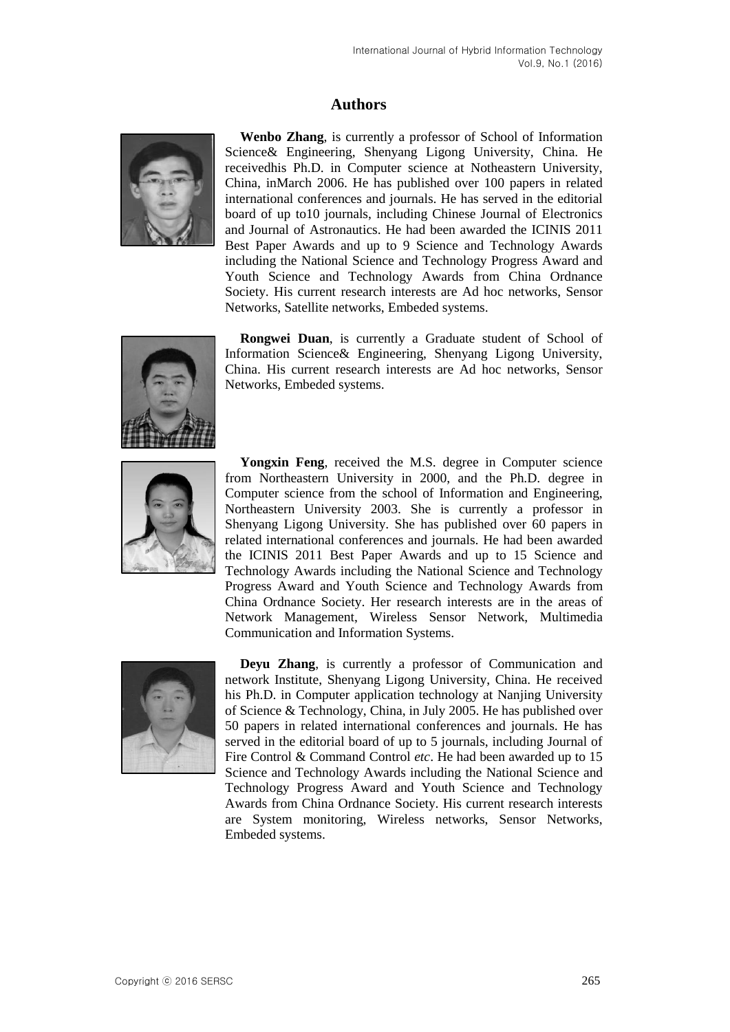## Authors

**Wenbo Zhang**, is currently a professor of School of Information Science& Engineering, Shenyang Ligong University, China. He receivedhis Ph.D. in Computer science at Notheastern University, China, inMarch 2006. He has published over 100 papers in related international conferences and journals. He has served in the editorial board of up to10 journals, including Chinese Journal of Electronics and Journal of Astronautics. He had been awarded the ICINIS 2011 Best Paper Awards and up to 9 Science and Technology Awards including the National Science and Technology Progress Award and Youth Science and Technology Awards from China Ordnance Society. His current research interests are Ad hoc networks, Sensor Networks, Satellite networks, Embeded systems.

**Rongwei Duan**, is currently a Graduate student of School of Information Science& Engineering, Shenyang Ligong University, China. His current research interests are Ad hoc networks, Sensor Networks, Embeded systems.

**Yongxin Feng**, received the M.S. degree in Computer science from Northeastern University in 2000, and the Ph.D. degree in Computer science from the school of Information and Engineering, Northeastern University 2003. She is currently a professor in Shenyang Ligong University. She has published over 60 papers in related international conferences and journals. He had been awarded the ICINIS 2011 Best Paper Awards and up to 15 Science and Technology Awards including the National Science and Technology Progress Award and Youth Science and Technology Awards from China Ordnance Society. Her research interests are in the areas of Network Management, Wireless Sensor Network, Multimedia Communication and Information Systems.

**Deyu Zhang**, is currently a professor of Communication and network Institute, Shenyang Ligong University, China. He received his Ph.D. in Computer application technology at Nanjing University of Science & Technology, China, in July 2005. He has published over 50 papers in related international conferences and journals. He has served in the editorial board of up to 5 journals, including Journal of Fire Control & Command Control *etc*. He had been awarded up to 15 Science and Technology Awards including the National Science and Technology Progress Award and Youth Science and Technology Awards from China Ordnance Society. His current research interests are System monitoring, Wireless networks, Sensor Networks, Embeded systems.